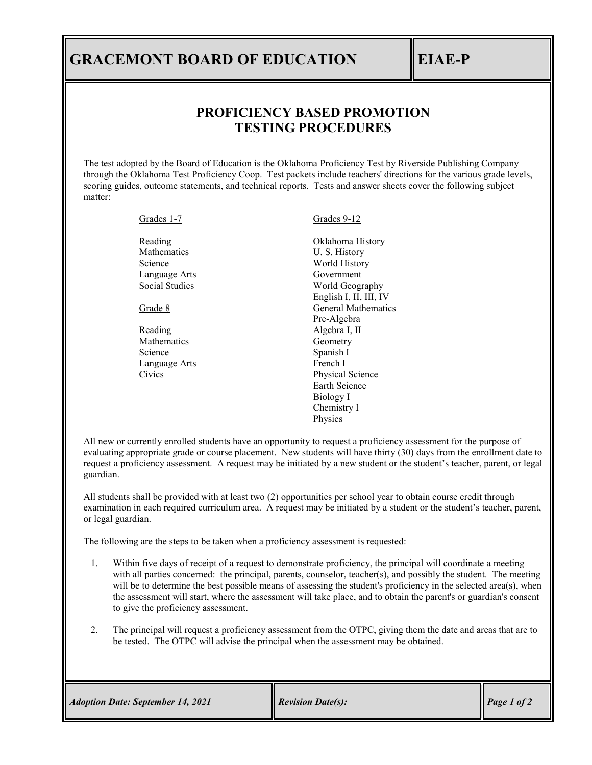# GRACEMONT BOARD OF EDUCATION

# EIAE-P

## PROFICIENCY BASED PROMOTION TESTING PROCEDURES

The test adopted by the Board of Education is the Oklahoma Proficiency Test by Riverside Publishing Company through the Oklahoma Test Proficiency Coop. Test packets include teachers' directions for the various grade levels, scoring guides, outcome statements, and technical reports. Tests and answer sheets cover the following subject matter:

| Grades 1-7 | Grades 9-12 |
|---|---|
| Reading | Oklahoma History |
| Mathematics | U. S. History |
| Science | World History |
| Language Arts | Government |
| Social Studies | World Geography |
| | English I, II, III, IV |
| Grade 8 | General Mathematics |
| | Pre-Algebra |
| Reading | Algebra I, II |
| Mathematics | Geometry |
| Science | Spanish I |
| Language Arts | French I |
| Civics | Physical Science |
| | Earth Science |
| | Biology I |
| | Chemistry I |
| | Physics |

All new or currently enrolled students have an opportunity to request a proficiency assessment for the purpose of evaluating appropriate grade or course placement. New students will have thirty (30) days from the enrollment date to request a proficiency assessment. A request may be initiated by a new student or the student's teacher, parent, or legal guardian.

All students shall be provided with at least two (2) opportunities per school year to obtain course credit through examination in each required curriculum area. A request may be initiated by a student or the student's teacher, parent, or legal guardian.

The following are the steps to be taken when a proficiency assessment is requested:

1. Within five days of receipt of a request to demonstrate proficiency, the principal will coordinate a meeting with all parties concerned: the principal, parents, counselor, teacher(s), and possibly the student. The meeting will be to determine the best possible means of assessing the student's proficiency in the selected area(s), when the assessment will start, where the assessment will take place, and to obtain the parent's or guardian's consent to give the proficiency assessment.

2. The principal will request a proficiency assessment from the OTPC, giving them the date and areas that are to be tested. The OTPC will advise the principal when the assessment may be obtained.

*Adoption Date: September 14, 2021* | *Revision Date(s):*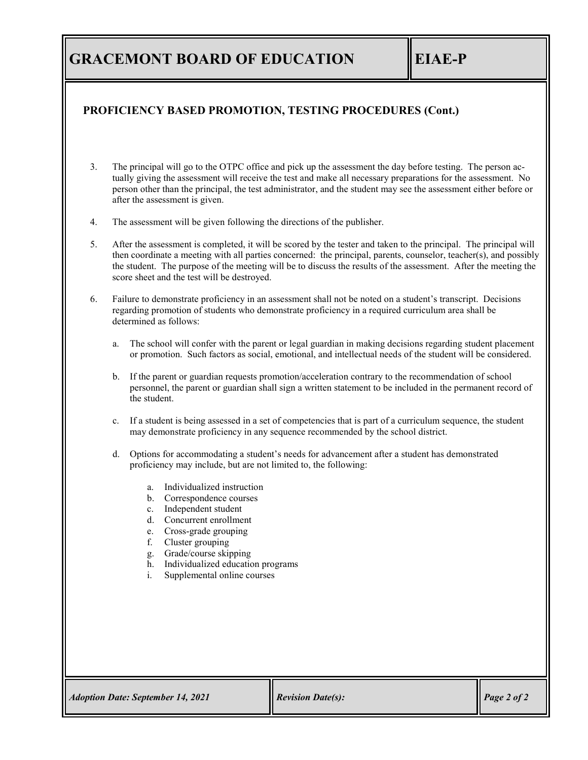## PROFICIENCY BASED PROMOTION, TESTING PROCEDURES (Cont.)

3. The principal will go to the OTPC office and pick up the assessment the day before testing. The person actually giving the assessment will receive the test and make all necessary preparations for the assessment. No person other than the principal, the test administrator, and the student may see the assessment either before or after the assessment is given.

4. The assessment will be given following the directions of the publisher.

5. After the assessment is completed, it will be scored by the tester and taken to the principal. The principal will then coordinate a meeting with all parties concerned: the principal, parents, counselor, teacher(s), and possibly the student. The purpose of the meeting will be to discuss the results of the assessment. After the meeting the score sheet and the test will be destroyed.

6. Failure to demonstrate proficiency in an assessment shall not be noted on a student's transcript. Decisions regarding promotion of students who demonstrate proficiency in a required curriculum area shall be determined as follows:

   a. The school will confer with the parent or legal guardian in making decisions regarding student placement or promotion. Such factors as social, emotional, and intellectual needs of the student will be considered.

   b. If the parent or guardian requests promotion/acceleration contrary to the recommendation of school personnel, the parent or guardian shall sign a written statement to be included in the permanent record of the student.

   c. If a student is being assessed in a set of competencies that is part of a curriculum sequence, the student may demonstrate proficiency in any sequence recommended by the school district.

   d. Options for accommodating a student's needs for advancement after a student has demonstrated proficiency may include, but are not limited to, the following:

      a. Individualized instruction
      b. Correspondence courses
      c. Independent student
      d. Concurrent enrollment
      e. Cross-grade grouping
      f. Cluster grouping
      g. Grade/course skipping
      h. Individualized education programs
      i. Supplemental online courses